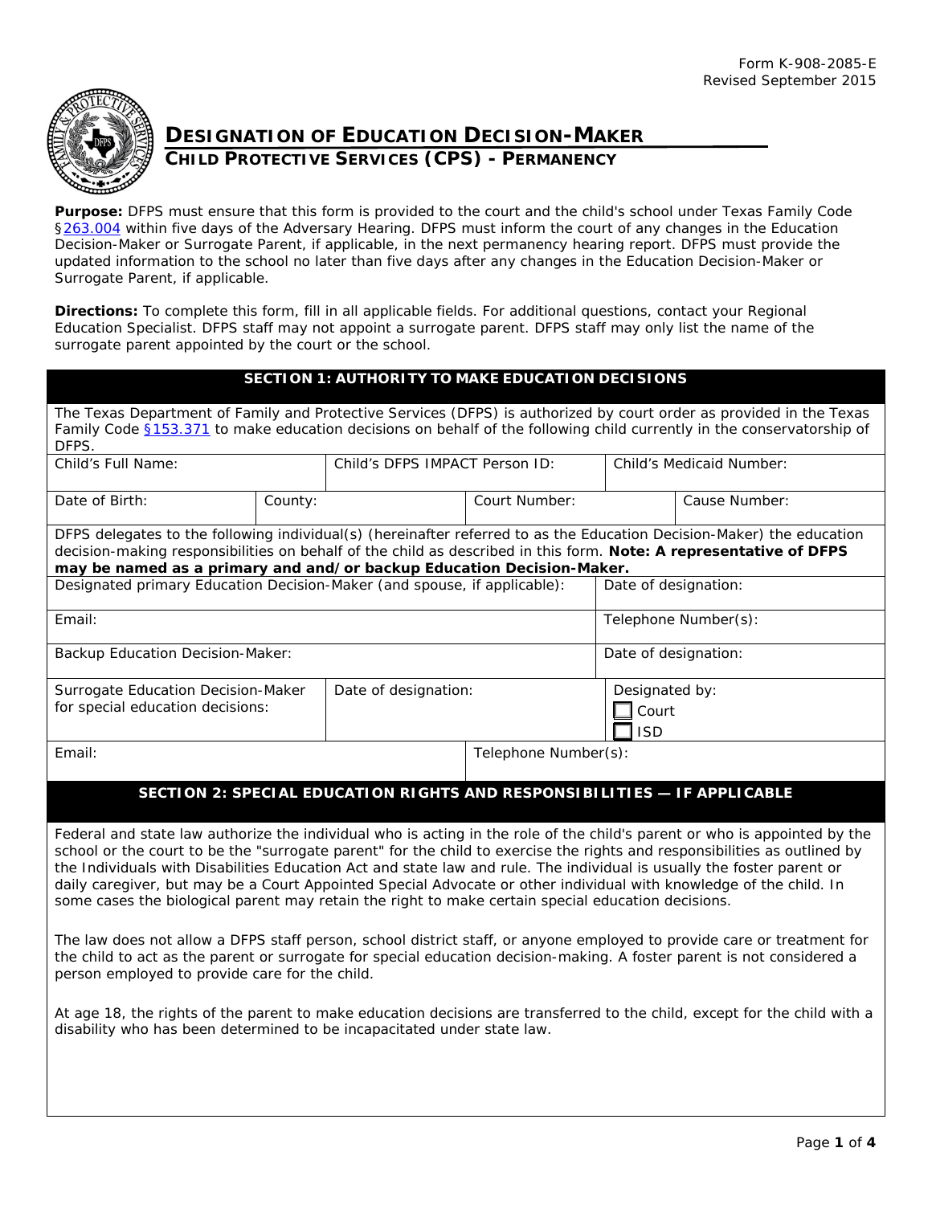Form K-908-2085-E
Revised September 2015

# Designation of Education Decision-Maker

## Child Protective Services (CPS) - Permanency

**Purpose:** DFPS must ensure that this form is provided to the court and the child's school under Texas Family Code §263.004 within five days of the Adversary Hearing. DFPS must inform the court of any changes in the Education Decision-Maker or Surrogate Parent, if applicable, in the next permanency hearing report. DFPS must provide the updated information to the school no later than five days after any changes in the Education Decision-Maker or Surrogate Parent, if applicable.

**Directions:** To complete this form, fill in all applicable fields. For additional questions, contact your Regional Education Specialist. DFPS staff may not appoint a surrogate parent. DFPS staff may only list the name of the surrogate parent appointed by the court or the school.

### SECTION 1: AUTHORITY TO MAKE EDUCATION DECISIONS

The Texas Department of Family and Protective Services (DFPS) is authorized by court order as provided in the Texas Family Code §153.371 to make education decisions on behalf of the following child currently in the conservatorship of DFPS.

| | | |
|---|---|---|
| Child's Full Name: | Child's DFPS IMPACT Person ID: | Child's Medicaid Number: |

| | | | |
|---|---|---|---|
| Date of Birth: | County: | Court Number: | Cause Number: |

DFPS delegates to the following individual(s) (hereinafter referred to as the Education Decision-Maker) the education decision-making responsibilities on behalf of the child as described in this form. **Note: A representative of DFPS may be named as a primary and/or backup Education Decision-Maker.**

| | |
|---|---|
| Designated primary Education Decision-Maker (and spouse, if applicable): | Date of designation: |
| Email: | Telephone Number(s): |
| Backup Education Decision-Maker: | Date of designation: |

| | | |
|---|---|---|
| Surrogate Education Decision-Maker for special education decisions: | Date of designation: | Designated by: ☐ Court ☐ ISD |

| | |
|---|---|
| Email: | Telephone Number(s): |

### SECTION 2: SPECIAL EDUCATION RIGHTS AND RESPONSIBILITIES — IF APPLICABLE

Federal and state law authorize the individual who is acting in the role of the child's parent or who is appointed by the school or the court to be the "surrogate parent" for the child to exercise the rights and responsibilities as outlined by the Individuals with Disabilities Education Act and state law and rule. The individual is usually the foster parent or daily caregiver, but may be a Court Appointed Special Advocate or other individual with knowledge of the child. In some cases the biological parent may retain the right to make certain special education decisions.

The law does not allow a DFPS staff person, school district staff, or anyone employed to provide care or treatment for the child to act as the parent or surrogate for special education decision-making. A foster parent is not considered a person employed to provide care for the child.

At age 18, the rights of the parent to make education decisions are transferred to the child, except for the child with a disability who has been determined to be incapacitated under state law.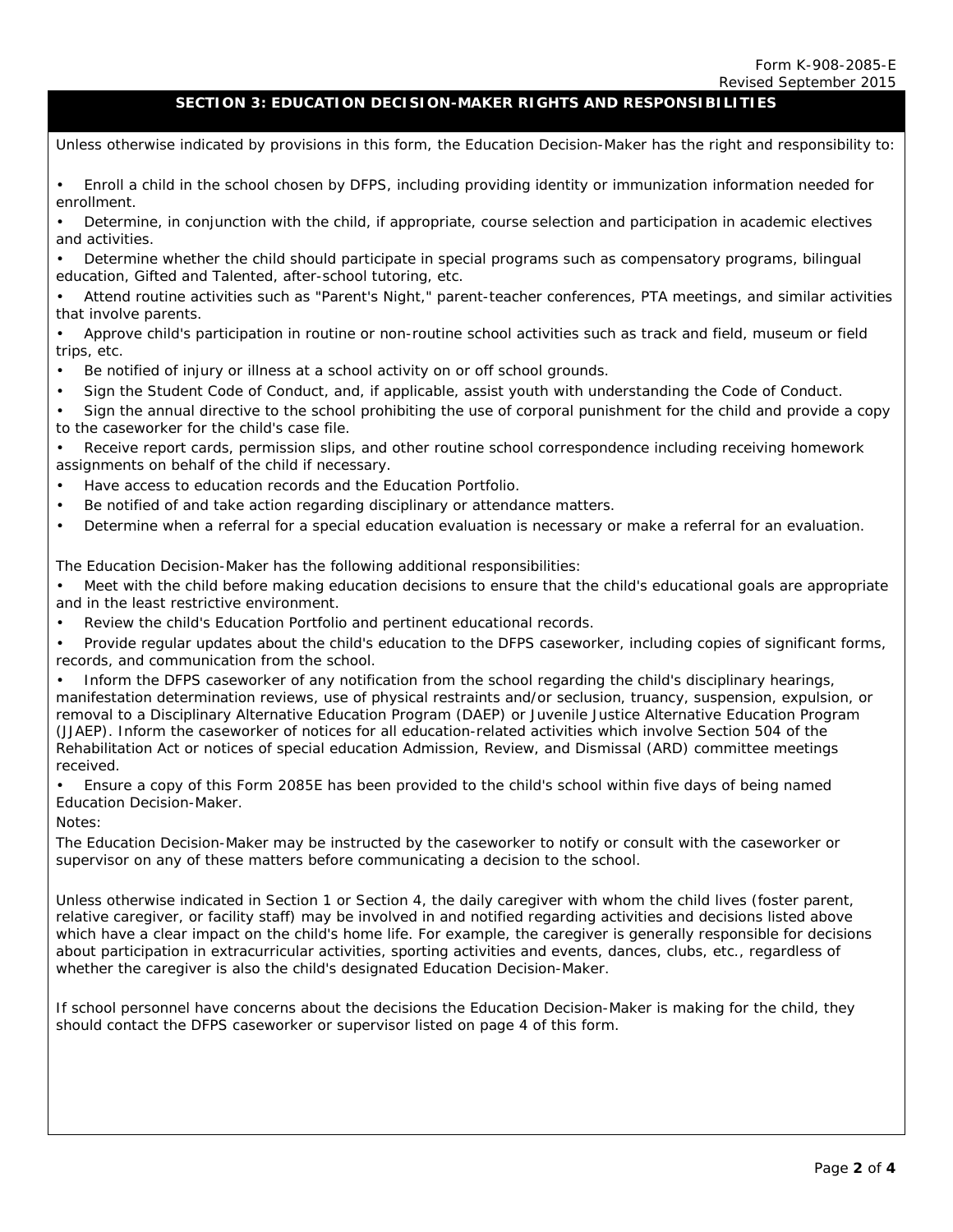## SECTION 3: EDUCATION DECISION-MAKER RIGHTS AND RESPONSIBILITIES

Unless otherwise indicated by provisions in this form, the Education Decision-Maker has the right and responsibility to:

- Enroll a child in the school chosen by DFPS, including providing identity or immunization information needed for enrollment.
- Determine, in conjunction with the child, if appropriate, course selection and participation in academic electives and activities.
- Determine whether the child should participate in special programs such as compensatory programs, bilingual education, Gifted and Talented, after-school tutoring, etc.
- Attend routine activities such as "Parent's Night," parent-teacher conferences, PTA meetings, and similar activities that involve parents.
- Approve child's participation in routine or non-routine school activities such as track and field, museum or field trips, etc.
- Be notified of injury or illness at a school activity on or off school grounds.
- Sign the Student Code of Conduct, and, if applicable, assist youth with understanding the Code of Conduct.
- Sign the annual directive to the school prohibiting the use of corporal punishment for the child and provide a copy to the caseworker for the child's case file.
- Receive report cards, permission slips, and other routine school correspondence including receiving homework assignments on behalf of the child if necessary.
- Have access to education records and the Education Portfolio.
- Be notified of and take action regarding disciplinary or attendance matters.
- Determine when a referral for a special education evaluation is necessary or make a referral for an evaluation.

The Education Decision-Maker has the following additional responsibilities:

- Meet with the child before making education decisions to ensure that the child's educational goals are appropriate and in the least restrictive environment.
- Review the child's Education Portfolio and pertinent educational records.
- Provide regular updates about the child's education to the DFPS caseworker, including copies of significant forms, records, and communication from the school.
- Inform the DFPS caseworker of any notification from the school regarding the child's disciplinary hearings, manifestation determination reviews, use of physical restraints and/or seclusion, truancy, suspension, expulsion, or removal to a Disciplinary Alternative Education Program (DAEP) or Juvenile Justice Alternative Education Program (JJAEP). Inform the caseworker of notices for all education-related activities which involve Section 504 of the Rehabilitation Act or notices of special education Admission, Review, and Dismissal (ARD) committee meetings received.
- Ensure a copy of this Form 2085E has been provided to the child's school within five days of being named Education Decision-Maker.

Notes:

The Education Decision-Maker may be instructed by the caseworker to notify or consult with the caseworker or supervisor on any of these matters before communicating a decision to the school.

Unless otherwise indicated in Section 1 or Section 4, the daily caregiver with whom the child lives (foster parent, relative caregiver, or facility staff) may be involved in and notified regarding activities and decisions listed above which have a clear impact on the child's home life. For example, the caregiver is generally responsible for decisions about participation in extracurricular activities, sporting activities and events, dances, clubs, etc., regardless of whether the caregiver is also the child's designated Education Decision-Maker.

If school personnel have concerns about the decisions the Education Decision-Maker is making for the child, they should contact the DFPS caseworker or supervisor listed on page 4 of this form.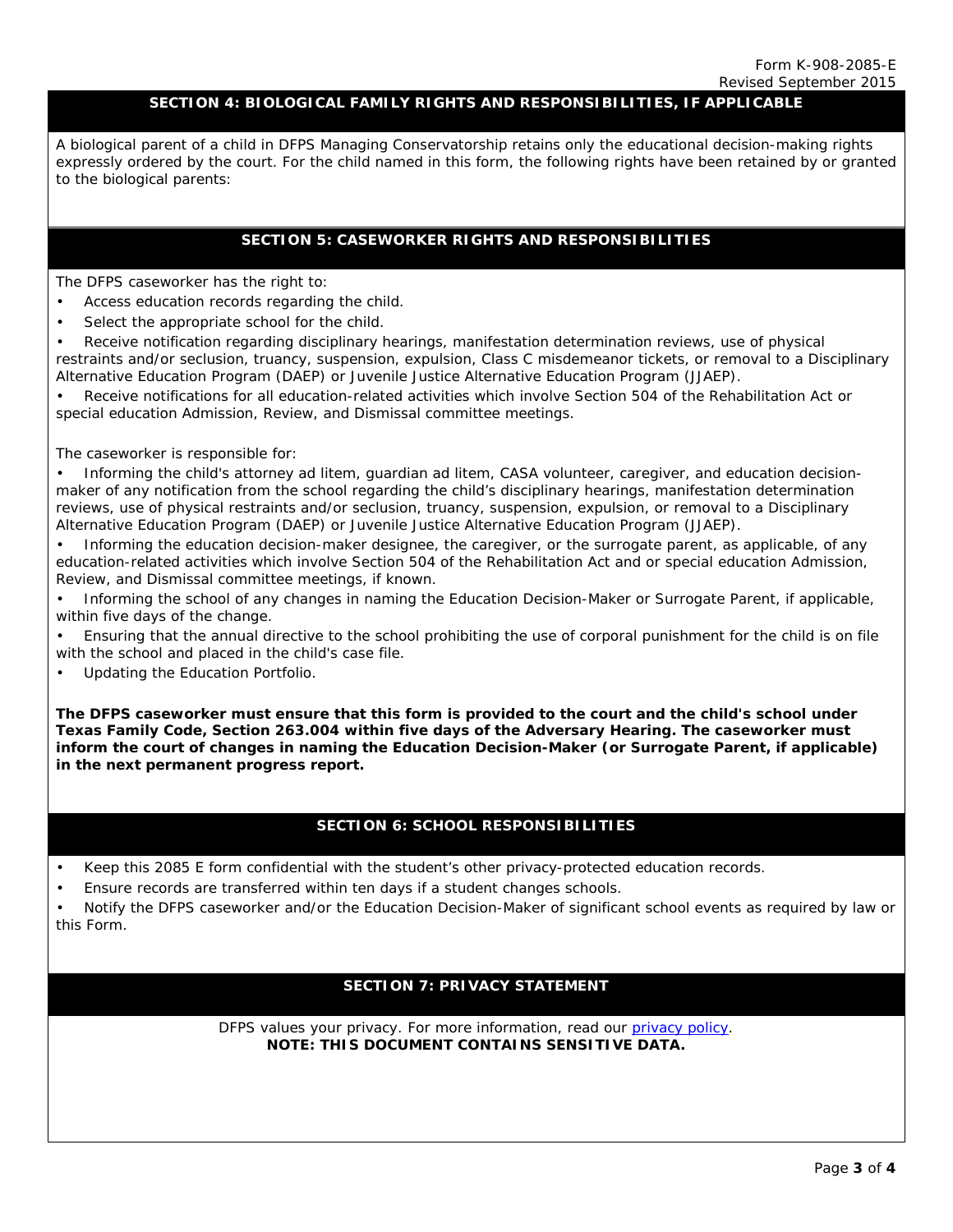## SECTION 4: BIOLOGICAL FAMILY RIGHTS AND RESPONSIBILITIES, IF APPLICABLE

A biological parent of a child in DFPS Managing Conservatorship retains only the educational decision-making rights expressly ordered by the court. For the child named in this form, the following rights have been retained by or granted to the biological parents:

## SECTION 5: CASEWORKER RIGHTS AND RESPONSIBILITIES

The DFPS caseworker has the right to:

- Access education records regarding the child.
- Select the appropriate school for the child.
- Receive notification regarding disciplinary hearings, manifestation determination reviews, use of physical restraints and/or seclusion, truancy, suspension, expulsion, Class C misdemeanor tickets, or removal to a Disciplinary Alternative Education Program (DAEP) or Juvenile Justice Alternative Education Program (JJAEP).
- Receive notifications for all education-related activities which involve Section 504 of the Rehabilitation Act or special education Admission, Review, and Dismissal committee meetings.

The caseworker is responsible for:

- Informing the child's attorney ad litem, guardian ad litem, CASA volunteer, caregiver, and education decision-maker of any notification from the school regarding the child's disciplinary hearings, manifestation determination reviews, use of physical restraints and/or seclusion, truancy, suspension, expulsion, or removal to a Disciplinary Alternative Education Program (DAEP) or Juvenile Justice Alternative Education Program (JJAEP).
- Informing the education decision-maker designee, the caregiver, or the surrogate parent, as applicable, of any education-related activities which involve Section 504 of the Rehabilitation Act and or special education Admission, Review, and Dismissal committee meetings, if known.
- Informing the school of any changes in naming the Education Decision-Maker or Surrogate Parent, if applicable, within five days of the change.
- Ensuring that the annual directive to the school prohibiting the use of corporal punishment for the child is on file with the school and placed in the child's case file.
- Updating the Education Portfolio.

**The DFPS caseworker must ensure that this form is provided to the court and the child's school under Texas Family Code, Section 263.004 within five days of the Adversary Hearing. The caseworker must inform the court of changes in naming the Education Decision-Maker (or Surrogate Parent, if applicable) in the next permanent progress report.**

## SECTION 6: SCHOOL RESPONSIBILITIES

- Keep this 2085 E form confidential with the student's other privacy-protected education records.
- Ensure records are transferred within ten days if a student changes schools.
- Notify the DFPS caseworker and/or the Education Decision-Maker of significant school events as required by law or this Form.

## SECTION 7: PRIVACY STATEMENT

DFPS values your privacy. For more information, read our privacy policy.

**NOTE: THIS DOCUMENT CONTAINS SENSITIVE DATA.**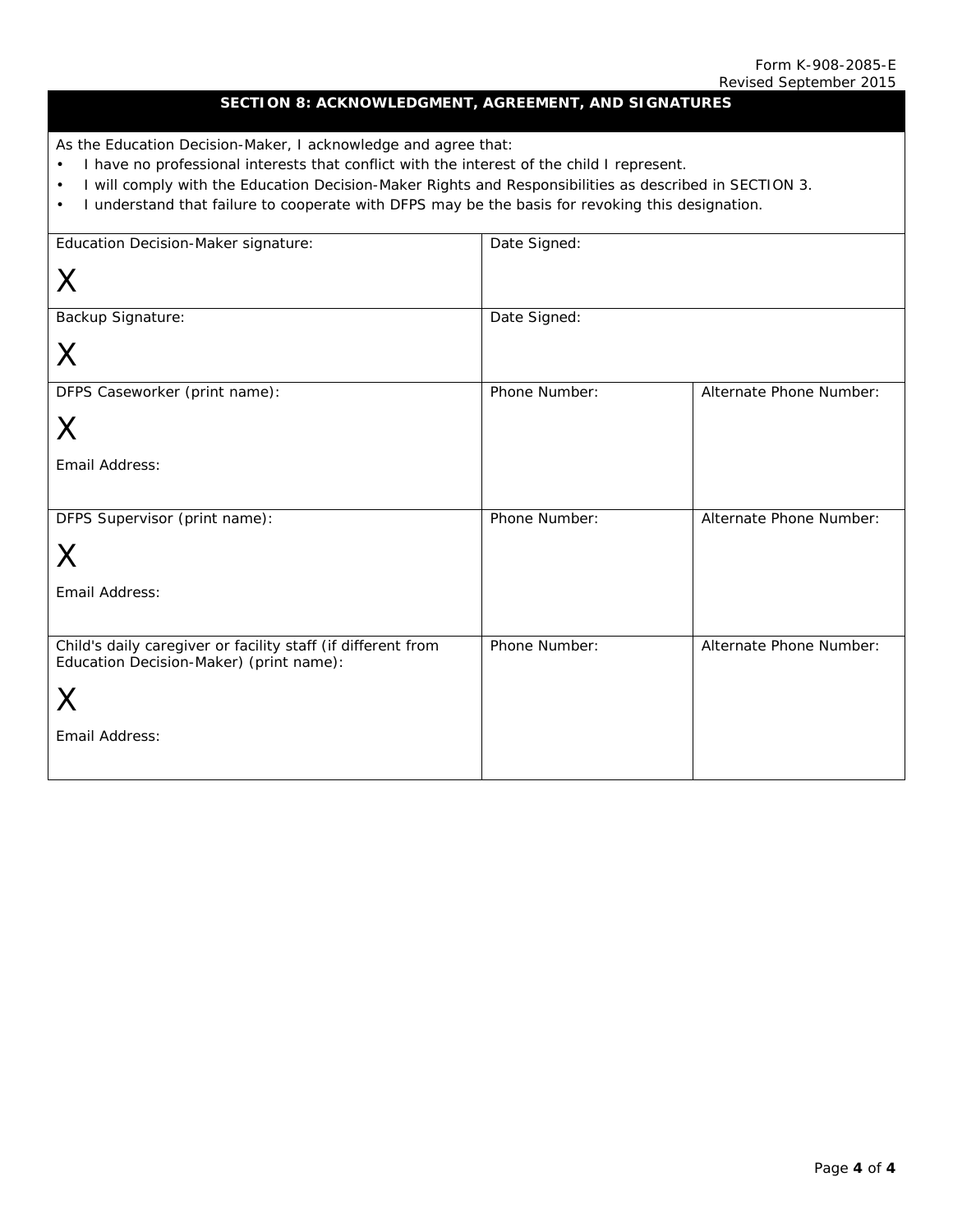Form K-908-2085-E
Revised September 2015

## SECTION 8: ACKNOWLEDGMENT, AGREEMENT, AND SIGNATURES

As the Education Decision-Maker, I acknowledge and agree that:

- I have no professional interests that conflict with the interest of the child I represent.
- I will comply with the Education Decision-Maker Rights and Responsibilities as described in SECTION 3.
- I understand that failure to cooperate with DFPS may be the basis for revoking this designation.

| | | |
|---|---|---|
| Education Decision-Maker signature:<br><br>X | Date Signed: | |
| Backup Signature:<br><br>X | Date Signed: | |
| DFPS Caseworker (print name):<br><br>X<br><br>Email Address: | Phone Number: | Alternate Phone Number: |
| DFPS Supervisor (print name):<br><br>X<br><br>Email Address: | Phone Number: | Alternate Phone Number: |
| Child's daily caregiver or facility staff (if different from Education Decision-Maker) (print name):<br><br>X<br><br>Email Address: | Phone Number: | Alternate Phone Number: |